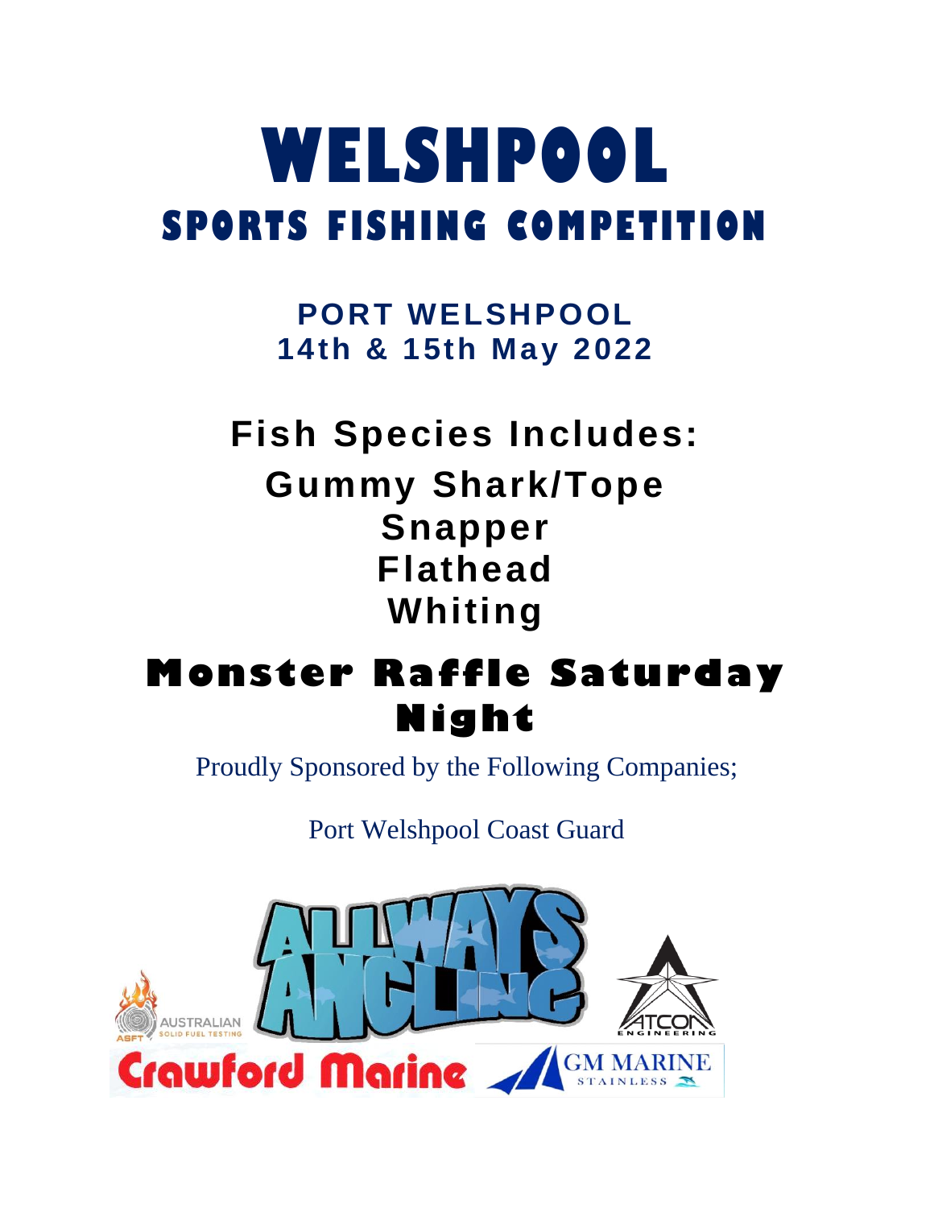# WELSHPOOL

## SPORTS FISHING COMPETITION

**PORT WELSHPOOL**
**14th & 15th May 2022**

## Fish Species Includes:

**Gummy Shark/Tope**
**Snapper**
**Flathead**
**Whiting**

## Monster Raffle Saturday Night

Proudly Sponsored by the Following Companies;

Port Welshpool Coast Guard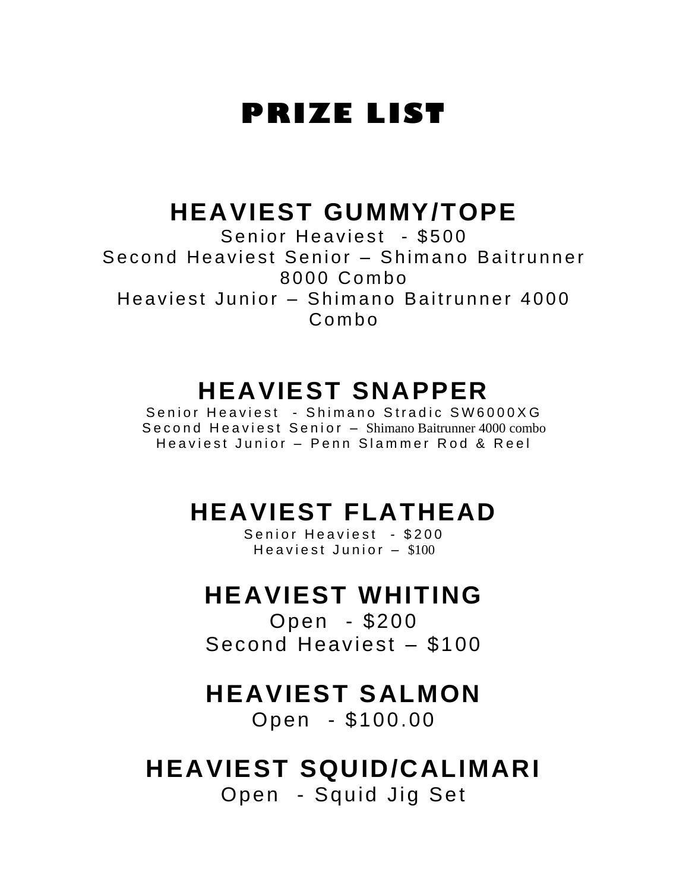# PRIZE LIST

## HEAVIEST GUMMY/TOPE

Senior Heaviest - $500
Second Heaviest Senior – Shimano Baitrunner 8000 Combo
Heaviest Junior – Shimano Baitrunner 4000 Combo

## HEAVIEST SNAPPER

Senior Heaviest - Shimano Stradic SW6000XG
Second Heaviest Senior – Shimano Baitrunner 4000 combo
Heaviest Junior – Penn Slammer Rod & Reel

## HEAVIEST FLATHEAD

Senior Heaviest - $200
Heaviest Junior – $100

## HEAVIEST WHITING

Open - $200
Second Heaviest – $100

## HEAVIEST SALMON

Open - $100.00

## HEAVIEST SQUID/CALIMARI

Open - Squid Jig Set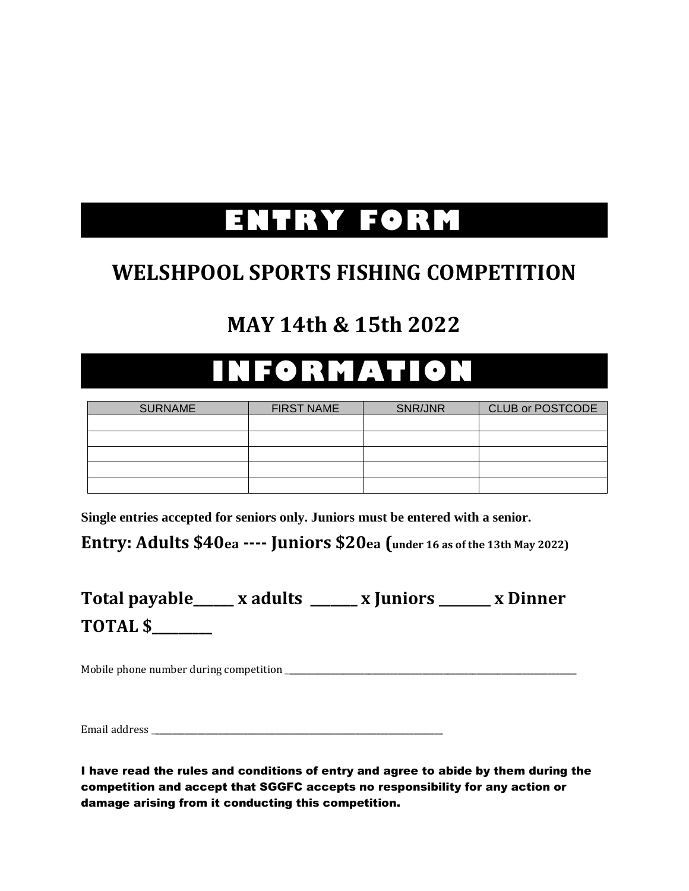# ENTRY FORM

## WELSHPOOL SPORTS FISHING COMPETITION

## MAY 14th & 15th 2022

# INFORMATION

| SURNAME | FIRST NAME | SNR/JNR | CLUB or POSTCODE |
| --- | --- | --- | --- |
| | | | |
| | | | |
| | | | |
| | | | |
| | | | |

**Single entries accepted for seniors only. Juniors must be entered with a senior.**

**Entry: Adults $40ea ---- Juniors $20ea (under 16 as of the 13th May 2022)**

**Total payable______ x adults _______ x Juniors ________ x Dinner TOTAL $_________**

Mobile phone number during competition ______________________________________________________________________

Email address ______________________________________________________________________

**I have read the rules and conditions of entry and agree to abide by them during the competition and accept that SGGFC accepts no responsibility for any action or damage arising from it conducting this competition.**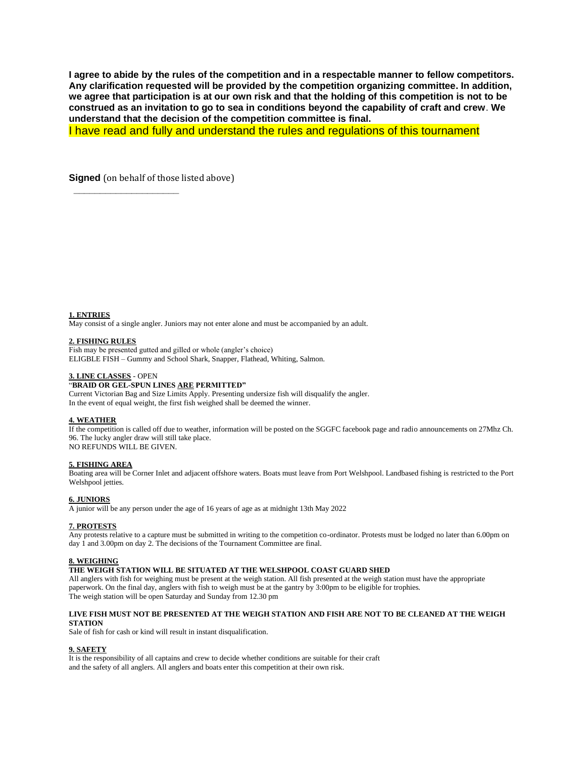**I agree to abide by the rules of the competition and in a respectable manner to fellow competitors. Any clarification requested will be provided by the competition organizing committee. In addition, we agree that participation is at our own risk and that the holding of this competition is not to be construed as an invitation to go to sea in conditions beyond the capability of craft and crew. We understand that the decision of the competition committee is final.**

I have read and fully and understand the rules and regulations of this tournament

**Signed** (on behalf of those listed above)

\_\_\_\_\_\_\_\_\_\_\_\_\_\_\_\_\_\_\_\_\_\_\_\_\_\_

**1. ENTRIES**

May consist of a single angler. Juniors may not enter alone and must be accompanied by an adult.

**2. FISHING RULES**

Fish may be presented gutted and gilled or whole (angler's choice)
ELIGBLE FISH – Gummy and School Shark, Snapper, Flathead, Whiting, Salmon.

**3. LINE CLASSES** - OPEN

"**BRAID OR GEL-SPUN LINES ARE PERMITTED"**

Current Victorian Bag and Size Limits Apply. Presenting undersize fish will disqualify the angler.
In the event of equal weight, the first fish weighed shall be deemed the winner.

**4. WEATHER**

If the competition is called off due to weather, information will be posted on the SGGFC facebook page and radio announcements on 27Mhz Ch. 96. The lucky angler draw will still take place.
NO REFUNDS WILL BE GIVEN.

**5. FISHING AREA**

Boating area will be Corner Inlet and adjacent offshore waters. Boats must leave from Port Welshpool. Landbased fishing is restricted to the Port Welshpool jetties.

**6. JUNIORS**

A junior will be any person under the age of 16 years of age as at midnight 13th May 2022

**7. PROTESTS**

Any protests relative to a capture must be submitted in writing to the competition co-ordinator. Protests must be lodged no later than 6.00pm on day 1 and 3.00pm on day 2. The decisions of the Tournament Committee are final.

**8. WEIGHING**

**THE WEIGH STATION WILL BE SITUATED AT THE WELSHPOOL COAST GUARD SHED**

All anglers with fish for weighing must be present at the weigh station. All fish presented at the weigh station must have the appropriate paperwork. On the final day, anglers with fish to weigh must be at the gantry by 3:00pm to be eligible for trophies.
The weigh station will be open Saturday and Sunday from 12.30 pm

**LIVE FISH MUST NOT BE PRESENTED AT THE WEIGH STATION AND FISH ARE NOT TO BE CLEANED AT THE WEIGH STATION**

Sale of fish for cash or kind will result in instant disqualification.

**9. SAFETY**

It is the responsibility of all captains and crew to decide whether conditions are suitable for their craft and the safety of all anglers. All anglers and boats enter this competition at their own risk.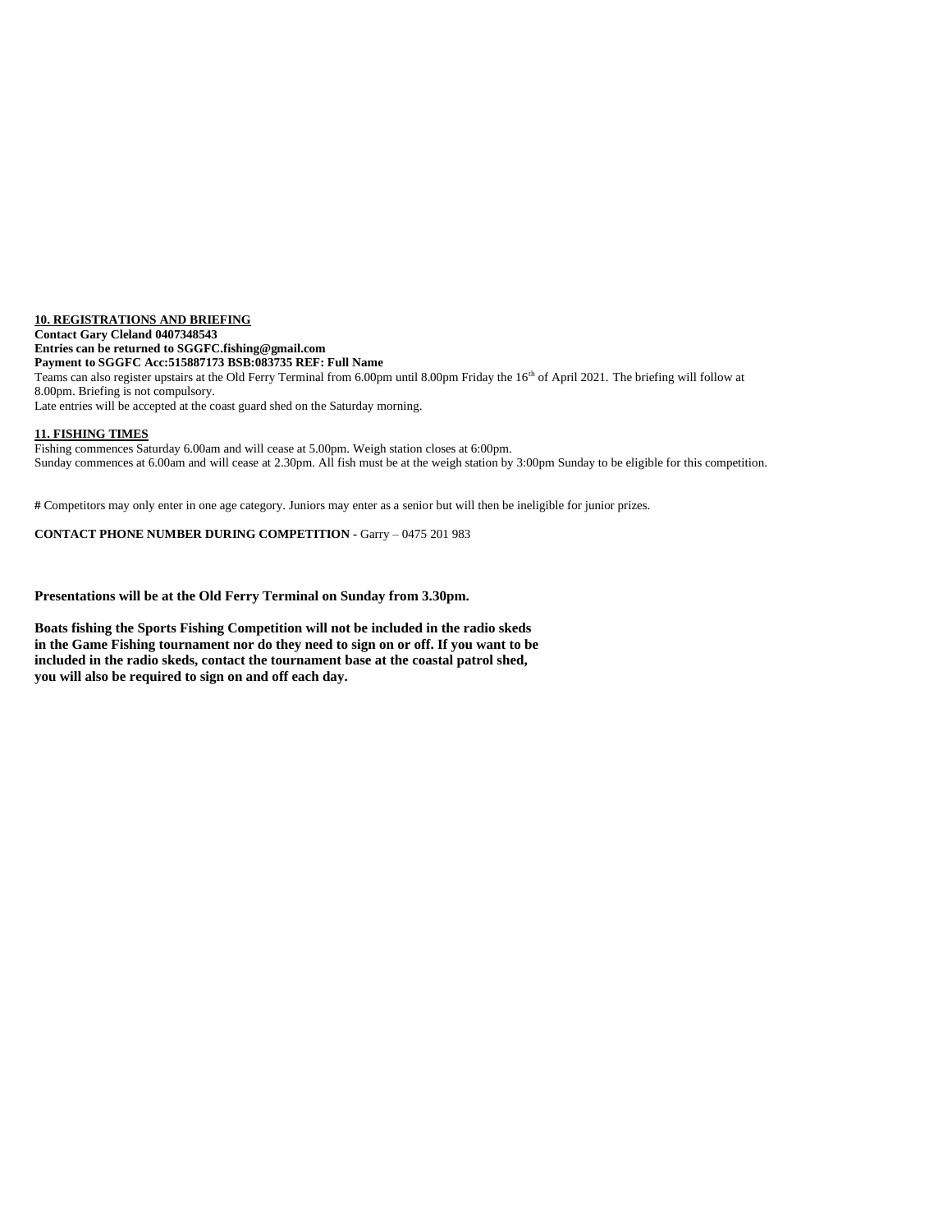## 10. REGISTRATIONS AND BRIEFING

**Contact Gary Cleland 0407348543**
**Entries can be returned to SGGFC.fishing@gmail.com**
**Payment to SGGFC Acc:515887173 BSB:083735 REF: Full Name**

Teams can also register upstairs at the Old Ferry Terminal from 6.00pm until 8.00pm Friday the 16th of April 2021. The briefing will follow at 8.00pm. Briefing is not compulsory.
Late entries will be accepted at the coast guard shed on the Saturday morning.

## 11. FISHING TIMES

Fishing commences Saturday 6.00am and will cease at 5.00pm. Weigh station closes at 6:00pm.
Sunday commences at 6.00am and will cease at 2.30pm. All fish must be at the weigh station by 3:00pm Sunday to be eligible for this competition.

**#** Competitors may only enter in one age category. Juniors may enter as a senior but will then be ineligible for junior prizes.

**CONTACT PHONE NUMBER DURING COMPETITION** - Garry – 0475 201 983

**Presentations will be at the Old Ferry Terminal on Sunday from 3.30pm.**

**Boats fishing the Sports Fishing Competition will not be included in the radio skeds in the Game Fishing tournament nor do they need to sign on or off. If you want to be included in the radio skeds, contact the tournament base at the coastal patrol shed, you will also be required to sign on and off each day.**